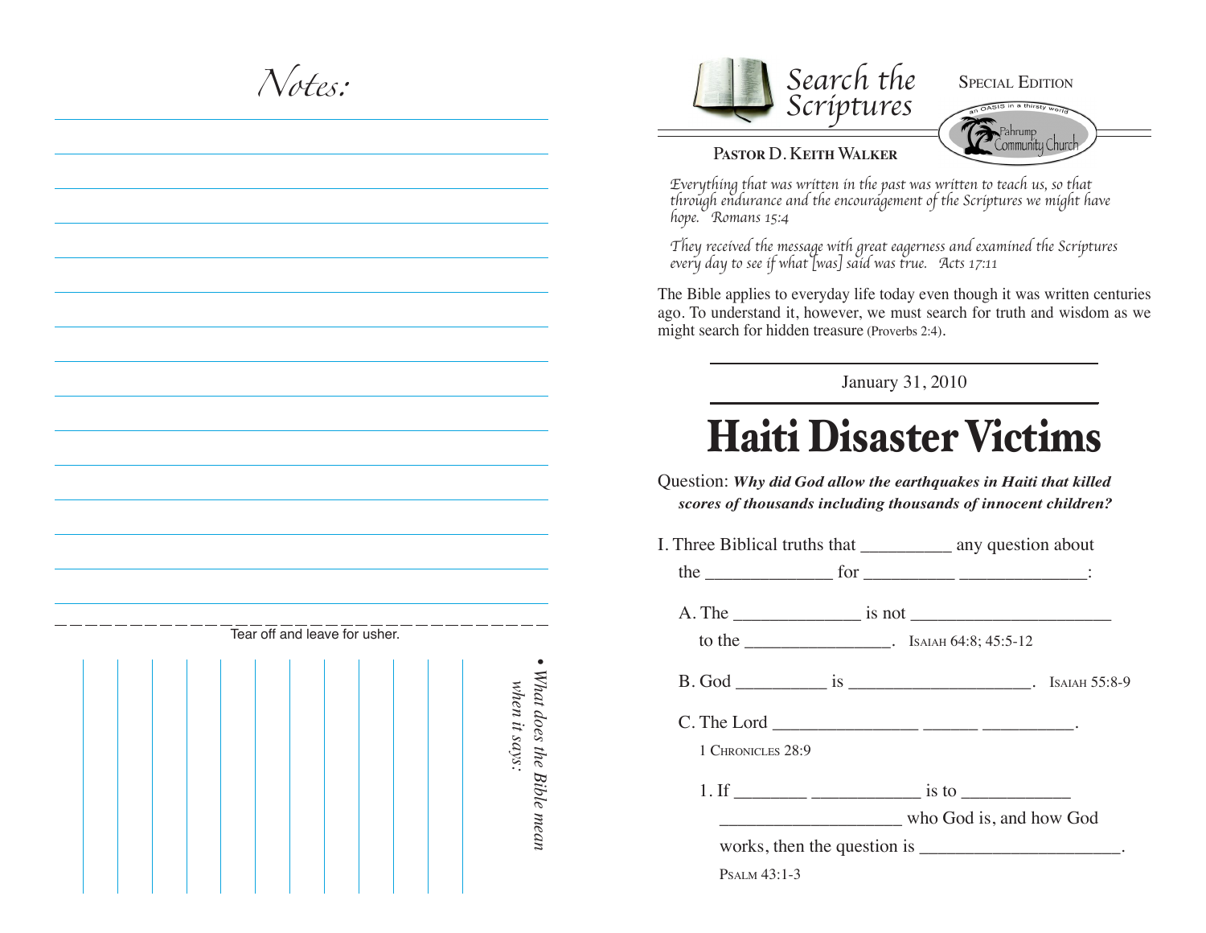# Notes:

Tear off and leave for usher.

• *What does the Bible mean when it says:*

---

Search the Scriptures

SPECIAL EDITION

an OASIS in a thirsty world — Pahrump Community Church

**PASTOR D. KEITH WALKER**

*Everything that was written in the past was written to teach us, so that through endurance and the encouragement of the Scriptures we might have hope. Romans 15:4*

*They received the message with great eagerness and examined the Scriptures every day to see if what [was] said was true. Acts 17:11*

The Bible applies to everyday life today even though it was written centuries ago. To understand it, however, we must search for truth and wisdom as we might search for hidden treasure (Proverbs 2:4).

January 31, 2010

# Haiti Disaster Victims

Question: ***Why did God allow the earthquakes in Haiti that killed scores of thousands including thousands of innocent children?***

I. Three Biblical truths that __________ any question about the ______________ for __________ ______________:

A. The ______________ is not ______________________ to the ________________. ISAIAH 64:8; 45:5-12

B. God __________ is ____________________. ISAIAH 55:8-9

C. The Lord ________________ ______ __________.
1 CHRONICLES 28:9

1. If ________ ____________ is to ____________ ____________________ who God is, and how God works, then the question is ______________________.
PSALM 43:1-3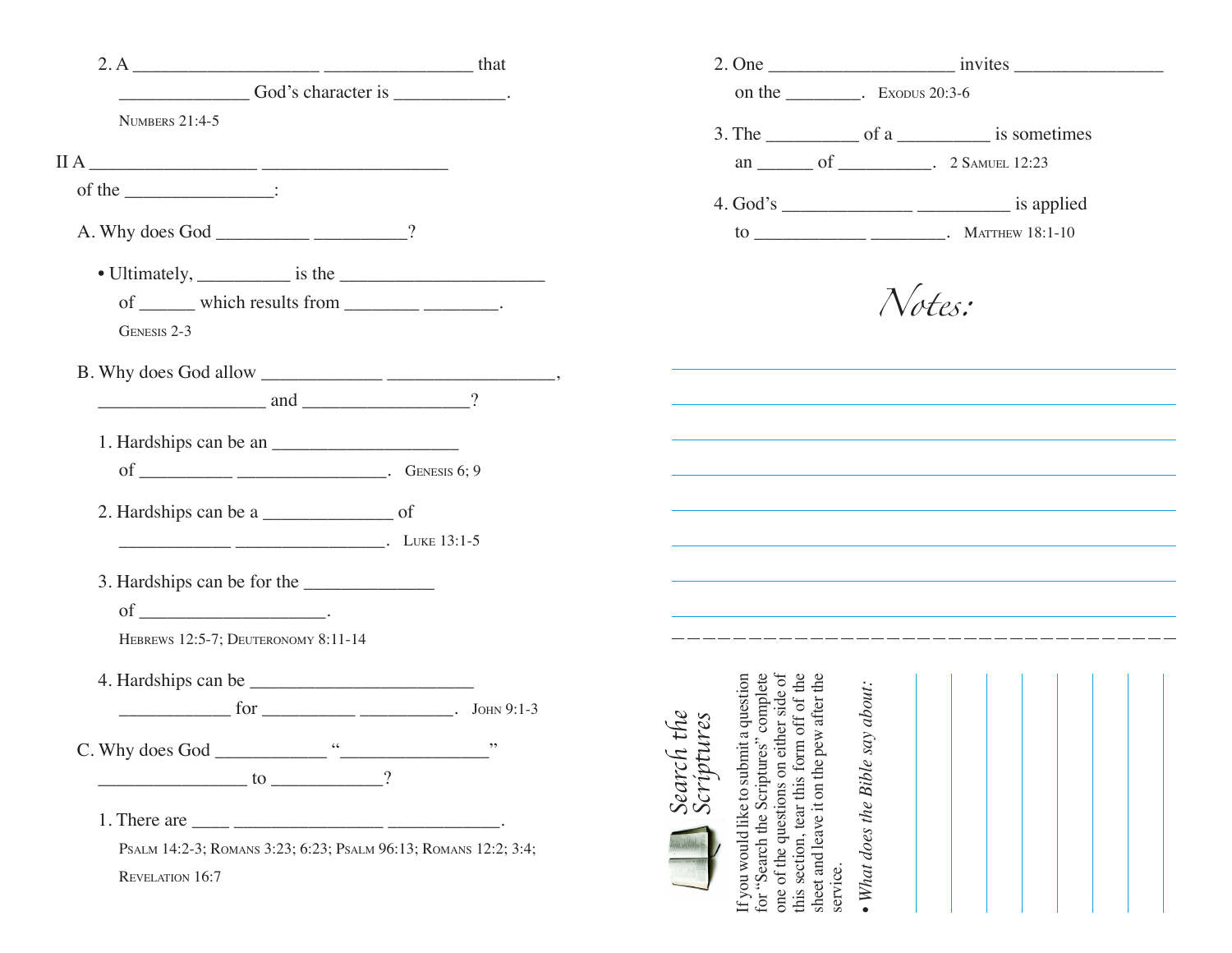2. A ____________________ ________________ that ______________ God's character is ____________.

NUMBERS 21:4-5

II A _________________ ____________________ of the ________________:

A. Why does God __________ __________?

- Ultimately, __________ is the ______________________ of ______ which results from ________ ________.

  GENESIS 2-3

B. Why does God allow _____________ __________________, __________________ and __________________?

1. Hardships can be an ____________________ of __________ ________________. GENESIS 6; 9

2. Hardships can be a ______________ of ____________ ________________. LUKE 13:1-5

3. Hardships can be for the ______________ of ____________________.

   HEBREWS 12:5-7; DEUTERONOMY 8:11-14

4. Hardships can be ________________________ ____________ for __________ __________. JOHN 9:1-3

C. Why does God ____________ "________________" ________________ to ____________?

1. There are ____ ________________ ____________.

   PSALM 14:2-3; ROMANS 3:23; 6:23; PSALM 96:13; ROMANS 12:2; 3:4; REVELATION 16:7

2. One ____________________ invites ________________ on the ________. EXODUS 20:3-6

3. The __________ of a __________ is sometimes an ______ of __________. 2 SAMUEL 12:23

4. God's ______________ __________ is applied to ____________ ________. MATTHEW 18:1-10

*Notes:*

---

## *Search the Scriptures*

If you would like to submit a question for "Search the Scriptures" complete one of the questions on either side of this section, tear this form off of the sheet and leave it on the pew after the service.

- *What does the Bible say about:*